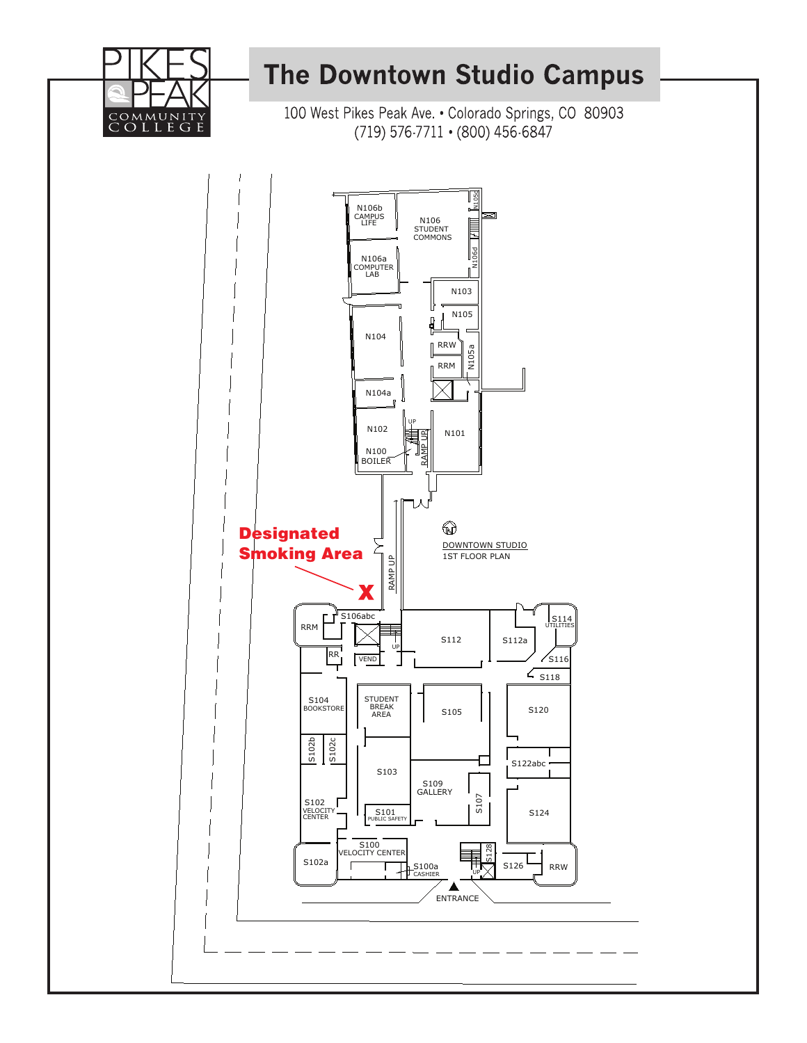PIKES PEAK COMMUNITY COLLEGE

# The Downtown Studio Campus

100 West Pikes Peak Ave. • Colorado Springs, CO 80903
(719) 576-7711 • (800) 456-6847

**Designated Smoking Area**

DOWNTOWN STUDIO
1ST FLOOR PLAN

N106b CAMPUS LIFE
N106 STUDENT COMMONS
N106c
N106d
N106a COMPUTER LAB
N103
N105
N104
RRW
RRM
N105a
N104a
N102
N101
N100 BOILER
UP
RAMP UP
RAMP UP
S106abc
RRM
RR
VEND
UP
S112
S112a
S114 UTILITIES
S116
S118
S104 BOOKSTORE
STUDENT BREAK AREA
S105
S120
S102b
S102c
S103
S122abc
S109 GALLERY
S107
S124
S102 VELOCITY CENTER
S101 PUBLIC SAFETY
S100 VELOCITY CENTER
S128
S102a
S100a CASHIER
UP
S126
RRW
ENTRANCE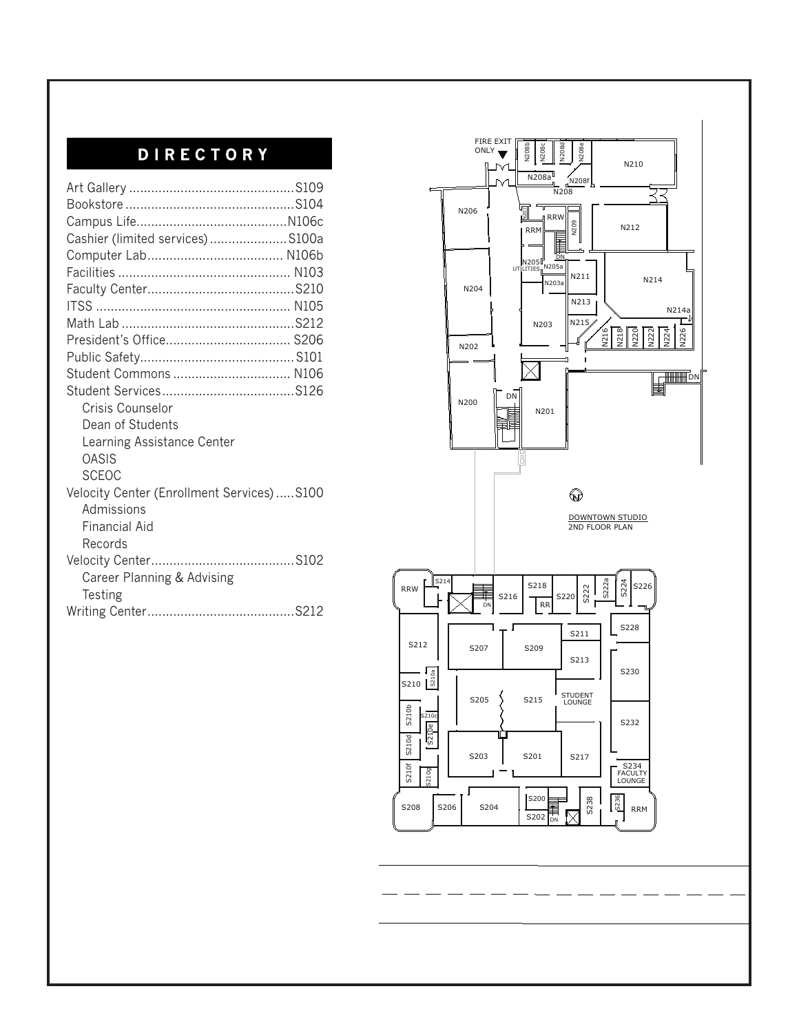## DIRECTORY

Art Gallery ............................................S109
Bookstore .............................................S104
Campus Life.........................................N106c
Cashier (limited services).....................S100a
Computer Lab..................................... N106b
Facilities ............................................... N103
Faculty Center........................................S210
ITSS ..................................................... N105
Math Lab ...............................................S212
President's Office.................................. S206
Public Safety..........................................S101
Student Commons ................................ N106
Student Services....................................S126
- Crisis Counselor
- Dean of Students
- Learning Assistance Center
- OASIS
- SCEOC

Velocity Center (Enrollment Services).....S100
- Admissions
- Financial Aid
- Records

Velocity Center.......................................S102
- Career Planning & Advising
- Testing

Writing Center........................................S212

FIRE EXIT ONLY

N208b N208c N208d N208e N210 N208a N208f N208 N206 RRW RRM N209 N212 N205 UTILITIES N205a N203a N211 N214 N204 N213 N214a N203 N215 N216 N218 N220 N222 N224 N226 N202 DN N200 N201

DOWNTOWN STUDIO
2ND FLOOR PLAN

RRW S214 S216 S218 RR S220 S222 S222a S224 S226 S212 S207 S209 S211 S228 S213 S210a S210 S230 S205 S215 STUDENT LOUNGE S210b S210c S210e S232 S210d S203 S201 S217 S210f S210g S234 FACULTY LOUNGE S200 S236 S208 S206 S204 S202 S238 RRM DN